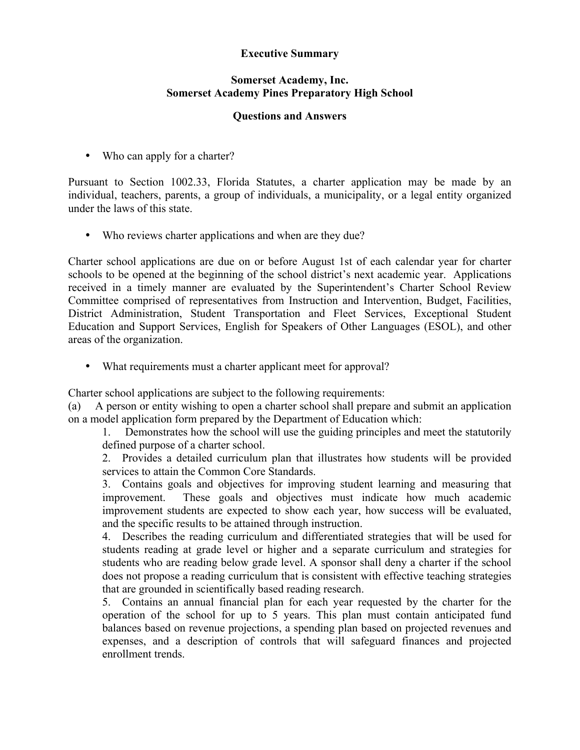# Executive Summary

## Somerset Academy, Inc.
## Somerset Academy Pines Preparatory High School

## Questions and Answers

- Who can apply for a charter?

Pursuant to Section 1002.33, Florida Statutes, a charter application may be made by an individual, teachers, parents, a group of individuals, a municipality, or a legal entity organized under the laws of this state.

- Who reviews charter applications and when are they due?

Charter school applications are due on or before August 1st of each calendar year for charter schools to be opened at the beginning of the school district's next academic year. Applications received in a timely manner are evaluated by the Superintendent's Charter School Review Committee comprised of representatives from Instruction and Intervention, Budget, Facilities, District Administration, Student Transportation and Fleet Services, Exceptional Student Education and Support Services, English for Speakers of Other Languages (ESOL), and other areas of the organization.

- What requirements must a charter applicant meet for approval?

Charter school applications are subject to the following requirements:

(a) A person or entity wishing to open a charter school shall prepare and submit an application on a model application form prepared by the Department of Education which:

1. Demonstrates how the school will use the guiding principles and meet the statutorily defined purpose of a charter school.
2. Provides a detailed curriculum plan that illustrates how students will be provided services to attain the Common Core Standards.
3. Contains goals and objectives for improving student learning and measuring that improvement. These goals and objectives must indicate how much academic improvement students are expected to show each year, how success will be evaluated, and the specific results to be attained through instruction.
4. Describes the reading curriculum and differentiated strategies that will be used for students reading at grade level or higher and a separate curriculum and strategies for students who are reading below grade level. A sponsor shall deny a charter if the school does not propose a reading curriculum that is consistent with effective teaching strategies that are grounded in scientifically based reading research.
5. Contains an annual financial plan for each year requested by the charter for the operation of the school for up to 5 years. This plan must contain anticipated fund balances based on revenue projections, a spending plan based on projected revenues and expenses, and a description of controls that will safeguard finances and projected enrollment trends.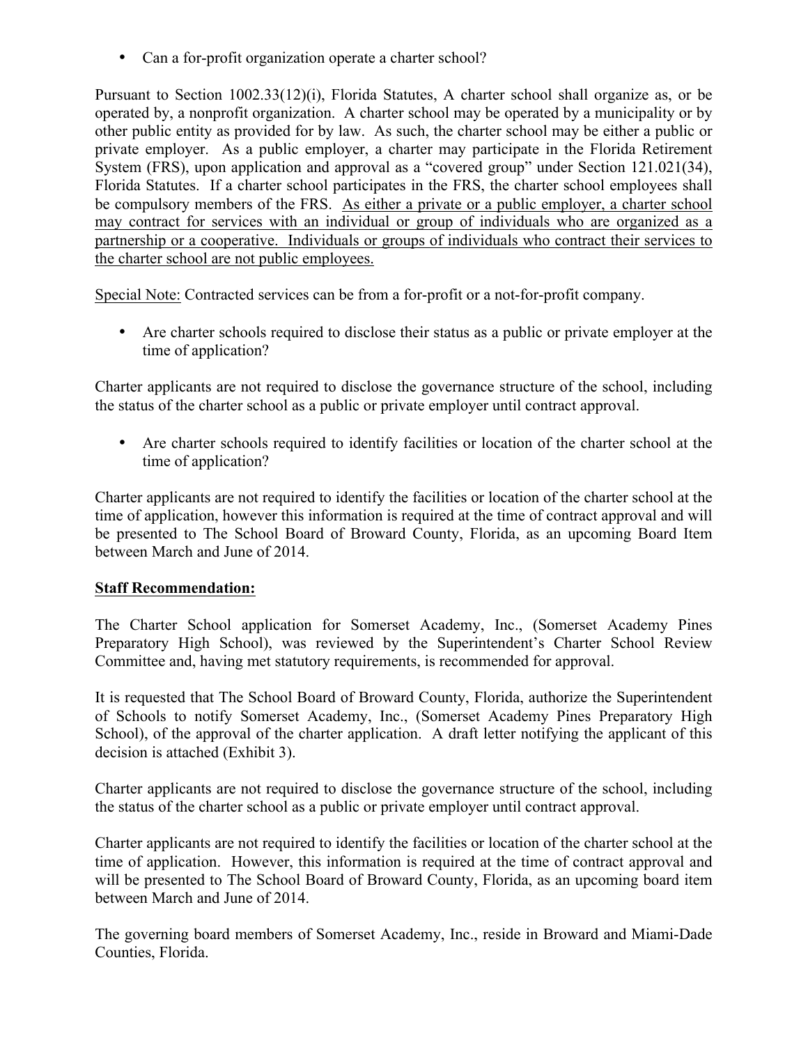- Can a for-profit organization operate a charter school?

Pursuant to Section 1002.33(12)(i), Florida Statutes, A charter school shall organize as, or be operated by, a nonprofit organization. A charter school may be operated by a municipality or by other public entity as provided for by law. As such, the charter school may be either a public or private employer. As a public employer, a charter may participate in the Florida Retirement System (FRS), upon application and approval as a "covered group" under Section 121.021(34), Florida Statutes. If a charter school participates in the FRS, the charter school employees shall be compulsory members of the FRS. <u>As either a private or a public employer, a charter school may contract for services with an individual or group of individuals who are organized as a partnership or a cooperative. Individuals or groups of individuals who contract their services to the charter school are not public employees.</u>

<u>Special Note:</u> Contracted services can be from a for-profit or a not-for-profit company.

- Are charter schools required to disclose their status as a public or private employer at the time of application?

Charter applicants are not required to disclose the governance structure of the school, including the status of the charter school as a public or private employer until contract approval.

- Are charter schools required to identify facilities or location of the charter school at the time of application?

Charter applicants are not required to identify the facilities or location of the charter school at the time of application, however this information is required at the time of contract approval and will be presented to The School Board of Broward County, Florida, as an upcoming Board Item between March and June of 2014.

**<u>Staff Recommendation:</u>**

The Charter School application for Somerset Academy, Inc., (Somerset Academy Pines Preparatory High School), was reviewed by the Superintendent's Charter School Review Committee and, having met statutory requirements, is recommended for approval.

It is requested that The School Board of Broward County, Florida, authorize the Superintendent of Schools to notify Somerset Academy, Inc., (Somerset Academy Pines Preparatory High School), of the approval of the charter application. A draft letter notifying the applicant of this decision is attached (Exhibit 3).

Charter applicants are not required to disclose the governance structure of the school, including the status of the charter school as a public or private employer until contract approval.

Charter applicants are not required to identify the facilities or location of the charter school at the time of application. However, this information is required at the time of contract approval and will be presented to The School Board of Broward County, Florida, as an upcoming board item between March and June of 2014.

The governing board members of Somerset Academy, Inc., reside in Broward and Miami-Dade Counties, Florida.